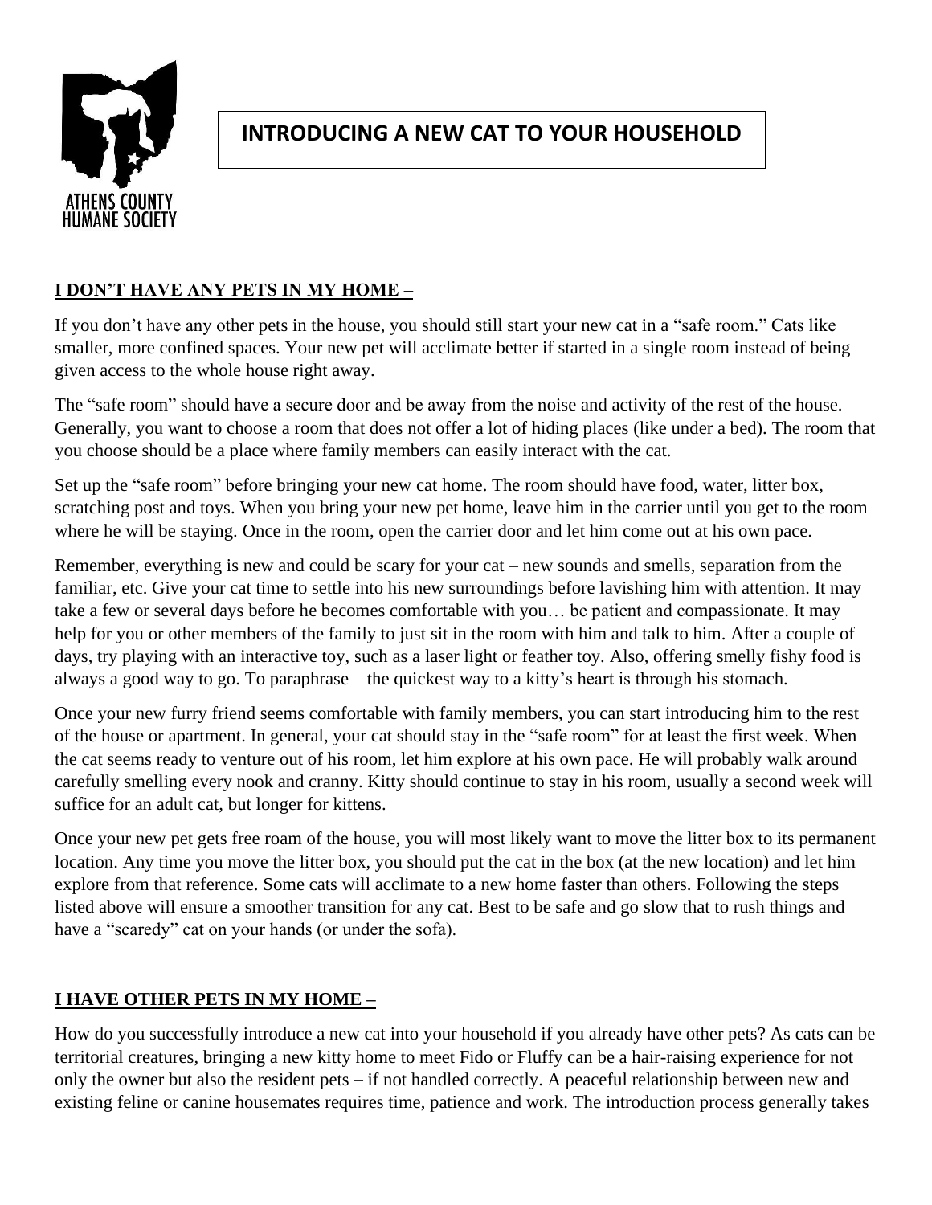ATHENS COUNTY HUMANE SOCIETY

# INTRODUCING A NEW CAT TO YOUR HOUSEHOLD

## I DON'T HAVE ANY PETS IN MY HOME –

If you don't have any other pets in the house, you should still start your new cat in a "safe room." Cats like smaller, more confined spaces. Your new pet will acclimate better if started in a single room instead of being given access to the whole house right away.

The "safe room" should have a secure door and be away from the noise and activity of the rest of the house. Generally, you want to choose a room that does not offer a lot of hiding places (like under a bed). The room that you choose should be a place where family members can easily interact with the cat.

Set up the "safe room" before bringing your new cat home. The room should have food, water, litter box, scratching post and toys. When you bring your new pet home, leave him in the carrier until you get to the room where he will be staying. Once in the room, open the carrier door and let him come out at his own pace.

Remember, everything is new and could be scary for your cat – new sounds and smells, separation from the familiar, etc. Give your cat time to settle into his new surroundings before lavishing him with attention. It may take a few or several days before he becomes comfortable with you… be patient and compassionate. It may help for you or other members of the family to just sit in the room with him and talk to him. After a couple of days, try playing with an interactive toy, such as a laser light or feather toy. Also, offering smelly fishy food is always a good way to go. To paraphrase – the quickest way to a kitty's heart is through his stomach.

Once your new furry friend seems comfortable with family members, you can start introducing him to the rest of the house or apartment. In general, your cat should stay in the "safe room" for at least the first week. When the cat seems ready to venture out of his room, let him explore at his own pace. He will probably walk around carefully smelling every nook and cranny. Kitty should continue to stay in his room, usually a second week will suffice for an adult cat, but longer for kittens.

Once your new pet gets free roam of the house, you will most likely want to move the litter box to its permanent location. Any time you move the litter box, you should put the cat in the box (at the new location) and let him explore from that reference. Some cats will acclimate to a new home faster than others. Following the steps listed above will ensure a smoother transition for any cat. Best to be safe and go slow that to rush things and have a "scaredy" cat on your hands (or under the sofa).

## I HAVE OTHER PETS IN MY HOME –

How do you successfully introduce a new cat into your household if you already have other pets? As cats can be territorial creatures, bringing a new kitty home to meet Fido or Fluffy can be a hair-raising experience for not only the owner but also the resident pets – if not handled correctly. A peaceful relationship between new and existing feline or canine housemates requires time, patience and work. The introduction process generally takes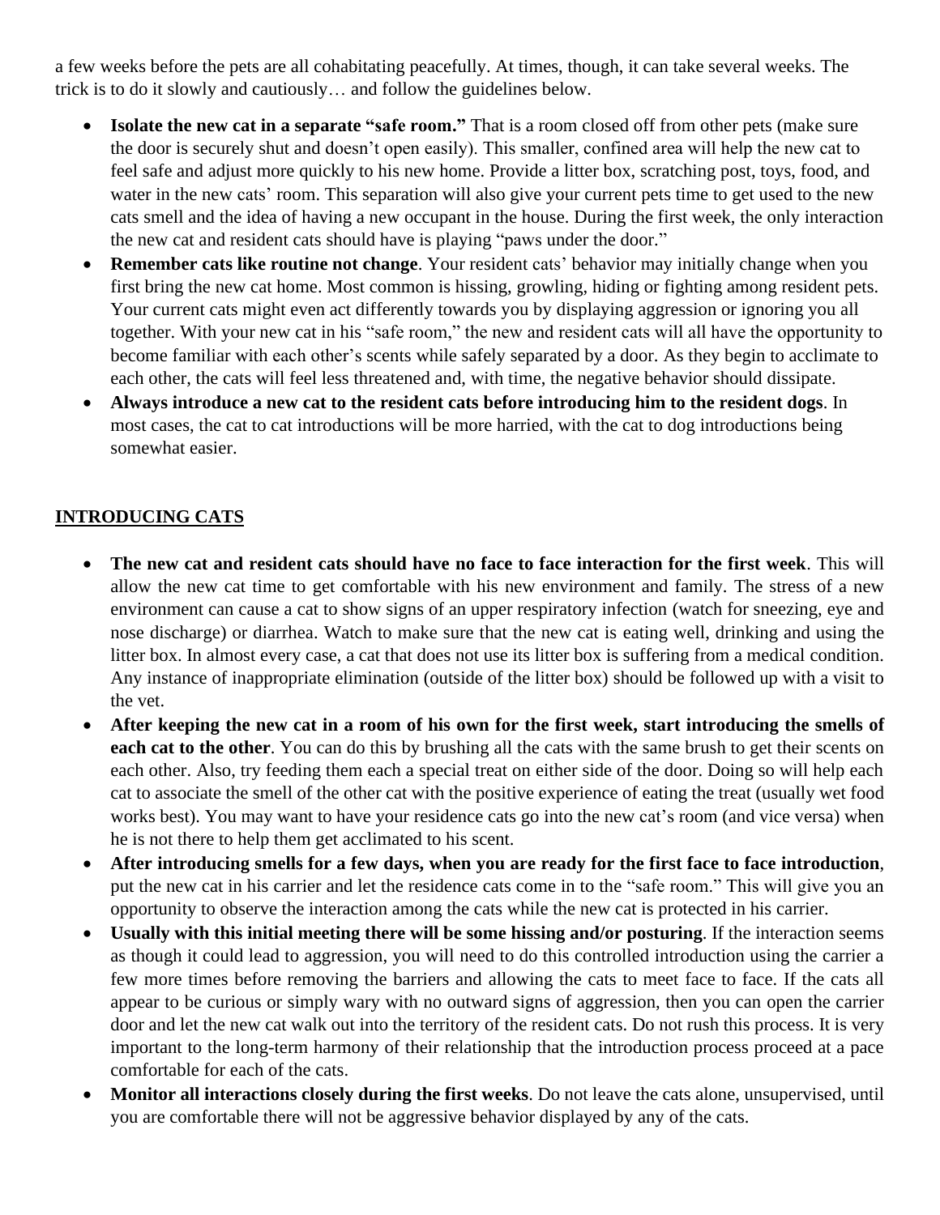a few weeks before the pets are all cohabitating peacefully. At times, though, it can take several weeks. The trick is to do it slowly and cautiously… and follow the guidelines below.

- **Isolate the new cat in a separate "safe room."** That is a room closed off from other pets (make sure the door is securely shut and doesn't open easily). This smaller, confined area will help the new cat to feel safe and adjust more quickly to his new home. Provide a litter box, scratching post, toys, food, and water in the new cats' room. This separation will also give your current pets time to get used to the new cats smell and the idea of having a new occupant in the house. During the first week, the only interaction the new cat and resident cats should have is playing "paws under the door."
- **Remember cats like routine not change**. Your resident cats' behavior may initially change when you first bring the new cat home. Most common is hissing, growling, hiding or fighting among resident pets. Your current cats might even act differently towards you by displaying aggression or ignoring you all together. With your new cat in his "safe room," the new and resident cats will all have the opportunity to become familiar with each other's scents while safely separated by a door. As they begin to acclimate to each other, the cats will feel less threatened and, with time, the negative behavior should dissipate.
- **Always introduce a new cat to the resident cats before introducing him to the resident dogs**. In most cases, the cat to cat introductions will be more harried, with the cat to dog introductions being somewhat easier.

## INTRODUCING CATS

- **The new cat and resident cats should have no face to face interaction for the first week**. This will allow the new cat time to get comfortable with his new environment and family. The stress of a new environment can cause a cat to show signs of an upper respiratory infection (watch for sneezing, eye and nose discharge) or diarrhea. Watch to make sure that the new cat is eating well, drinking and using the litter box. In almost every case, a cat that does not use its litter box is suffering from a medical condition. Any instance of inappropriate elimination (outside of the litter box) should be followed up with a visit to the vet.
- **After keeping the new cat in a room of his own for the first week, start introducing the smells of each cat to the other**. You can do this by brushing all the cats with the same brush to get their scents on each other. Also, try feeding them each a special treat on either side of the door. Doing so will help each cat to associate the smell of the other cat with the positive experience of eating the treat (usually wet food works best). You may want to have your residence cats go into the new cat's room (and vice versa) when he is not there to help them get acclimated to his scent.
- **After introducing smells for a few days, when you are ready for the first face to face introduction**, put the new cat in his carrier and let the residence cats come in to the "safe room." This will give you an opportunity to observe the interaction among the cats while the new cat is protected in his carrier.
- **Usually with this initial meeting there will be some hissing and/or posturing**. If the interaction seems as though it could lead to aggression, you will need to do this controlled introduction using the carrier a few more times before removing the barriers and allowing the cats to meet face to face. If the cats all appear to be curious or simply wary with no outward signs of aggression, then you can open the carrier door and let the new cat walk out into the territory of the resident cats. Do not rush this process. It is very important to the long-term harmony of their relationship that the introduction process proceed at a pace comfortable for each of the cats.
- **Monitor all interactions closely during the first weeks**. Do not leave the cats alone, unsupervised, until you are comfortable there will not be aggressive behavior displayed by any of the cats.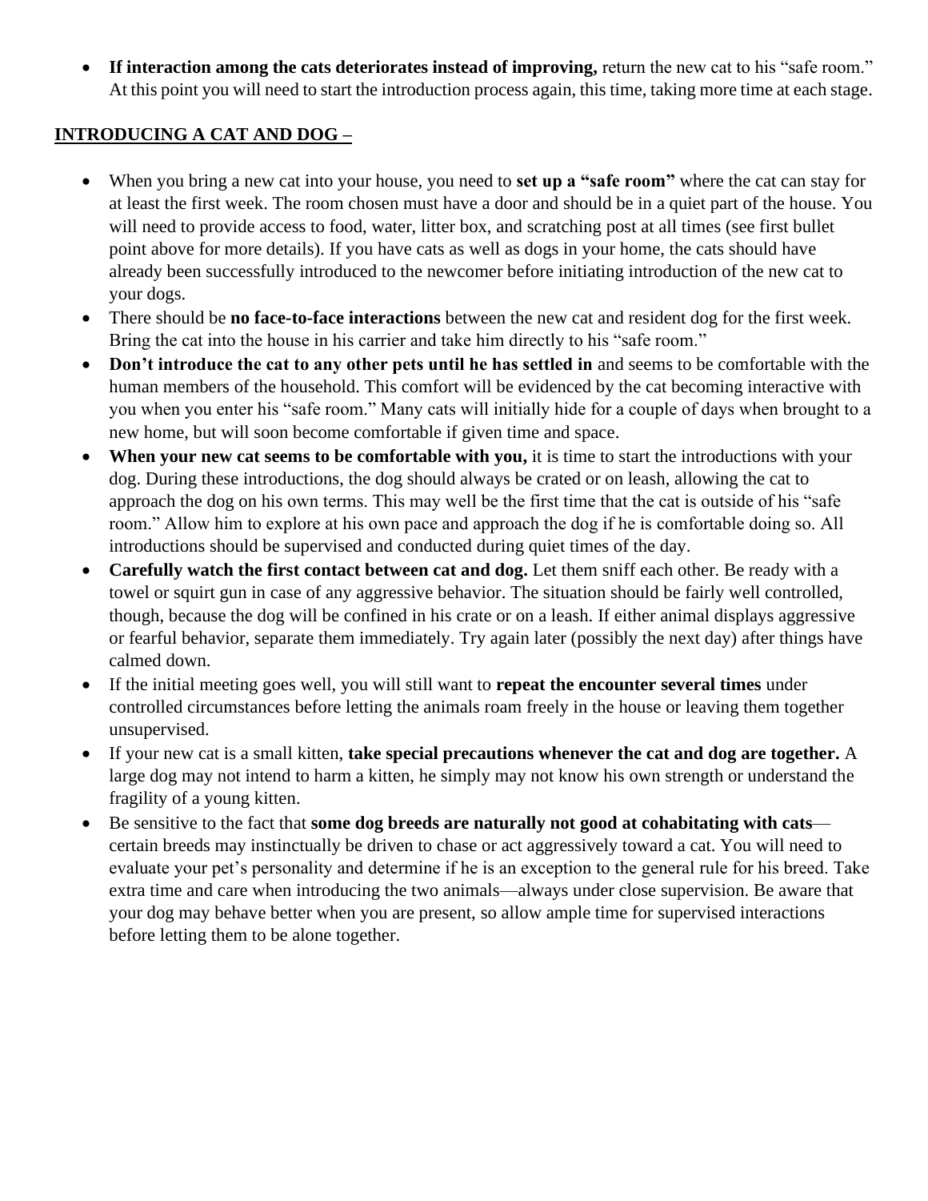- **If interaction among the cats deteriorates instead of improving,** return the new cat to his "safe room." At this point you will need to start the introduction process again, this time, taking more time at each stage.

## **INTRODUCING A CAT AND DOG –**

- When you bring a new cat into your house, you need to **set up a "safe room"** where the cat can stay for at least the first week. The room chosen must have a door and should be in a quiet part of the house. You will need to provide access to food, water, litter box, and scratching post at all times (see first bullet point above for more details). If you have cats as well as dogs in your home, the cats should have already been successfully introduced to the newcomer before initiating introduction of the new cat to your dogs.
- There should be **no face-to-face interactions** between the new cat and resident dog for the first week. Bring the cat into the house in his carrier and take him directly to his "safe room."
- **Don't introduce the cat to any other pets until he has settled in** and seems to be comfortable with the human members of the household. This comfort will be evidenced by the cat becoming interactive with you when you enter his "safe room." Many cats will initially hide for a couple of days when brought to a new home, but will soon become comfortable if given time and space.
- **When your new cat seems to be comfortable with you,** it is time to start the introductions with your dog. During these introductions, the dog should always be crated or on leash, allowing the cat to approach the dog on his own terms. This may well be the first time that the cat is outside of his "safe room." Allow him to explore at his own pace and approach the dog if he is comfortable doing so. All introductions should be supervised and conducted during quiet times of the day.
- **Carefully watch the first contact between cat and dog.** Let them sniff each other. Be ready with a towel or squirt gun in case of any aggressive behavior. The situation should be fairly well controlled, though, because the dog will be confined in his crate or on a leash. If either animal displays aggressive or fearful behavior, separate them immediately. Try again later (possibly the next day) after things have calmed down.
- If the initial meeting goes well, you will still want to **repeat the encounter several times** under controlled circumstances before letting the animals roam freely in the house or leaving them together unsupervised.
- If your new cat is a small kitten, **take special precautions whenever the cat and dog are together.** A large dog may not intend to harm a kitten, he simply may not know his own strength or understand the fragility of a young kitten.
- Be sensitive to the fact that **some dog breeds are naturally not good at cohabitating with cats**—certain breeds may instinctually be driven to chase or act aggressively toward a cat. You will need to evaluate your pet's personality and determine if he is an exception to the general rule for his breed. Take extra time and care when introducing the two animals—always under close supervision. Be aware that your dog may behave better when you are present, so allow ample time for supervised interactions before letting them to be alone together.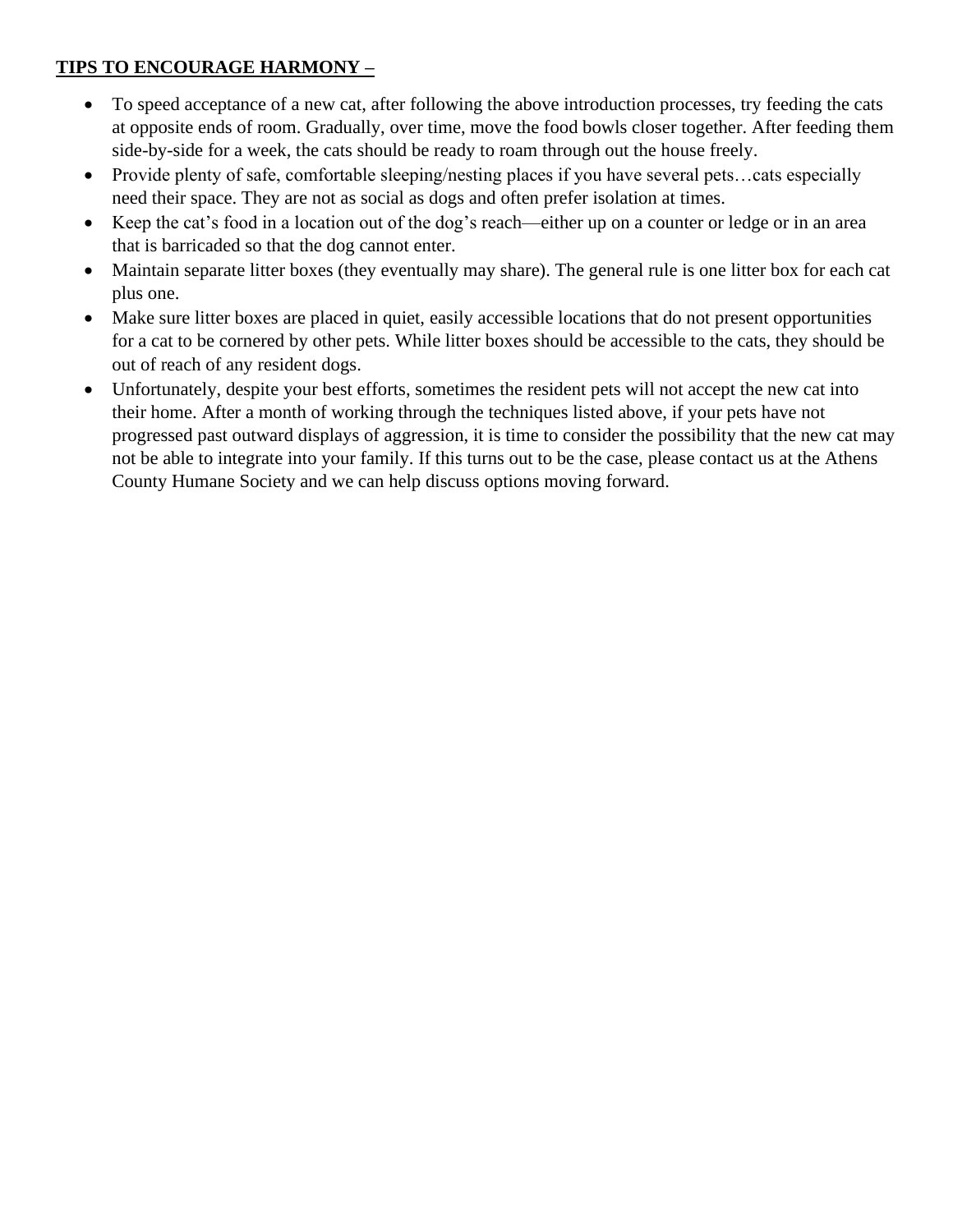**<u>TIPS TO ENCOURAGE HARMONY –</u>**

- To speed acceptance of a new cat, after following the above introduction processes, try feeding the cats at opposite ends of room. Gradually, over time, move the food bowls closer together. After feeding them side-by-side for a week, the cats should be ready to roam through out the house freely.
- Provide plenty of safe, comfortable sleeping/nesting places if you have several pets…cats especially need their space. They are not as social as dogs and often prefer isolation at times.
- Keep the cat's food in a location out of the dog's reach—either up on a counter or ledge or in an area that is barricaded so that the dog cannot enter.
- Maintain separate litter boxes (they eventually may share). The general rule is one litter box for each cat plus one.
- Make sure litter boxes are placed in quiet, easily accessible locations that do not present opportunities for a cat to be cornered by other pets. While litter boxes should be accessible to the cats, they should be out of reach of any resident dogs.
- Unfortunately, despite your best efforts, sometimes the resident pets will not accept the new cat into their home. After a month of working through the techniques listed above, if your pets have not progressed past outward displays of aggression, it is time to consider the possibility that the new cat may not be able to integrate into your family. If this turns out to be the case, please contact us at the Athens County Humane Society and we can help discuss options moving forward.